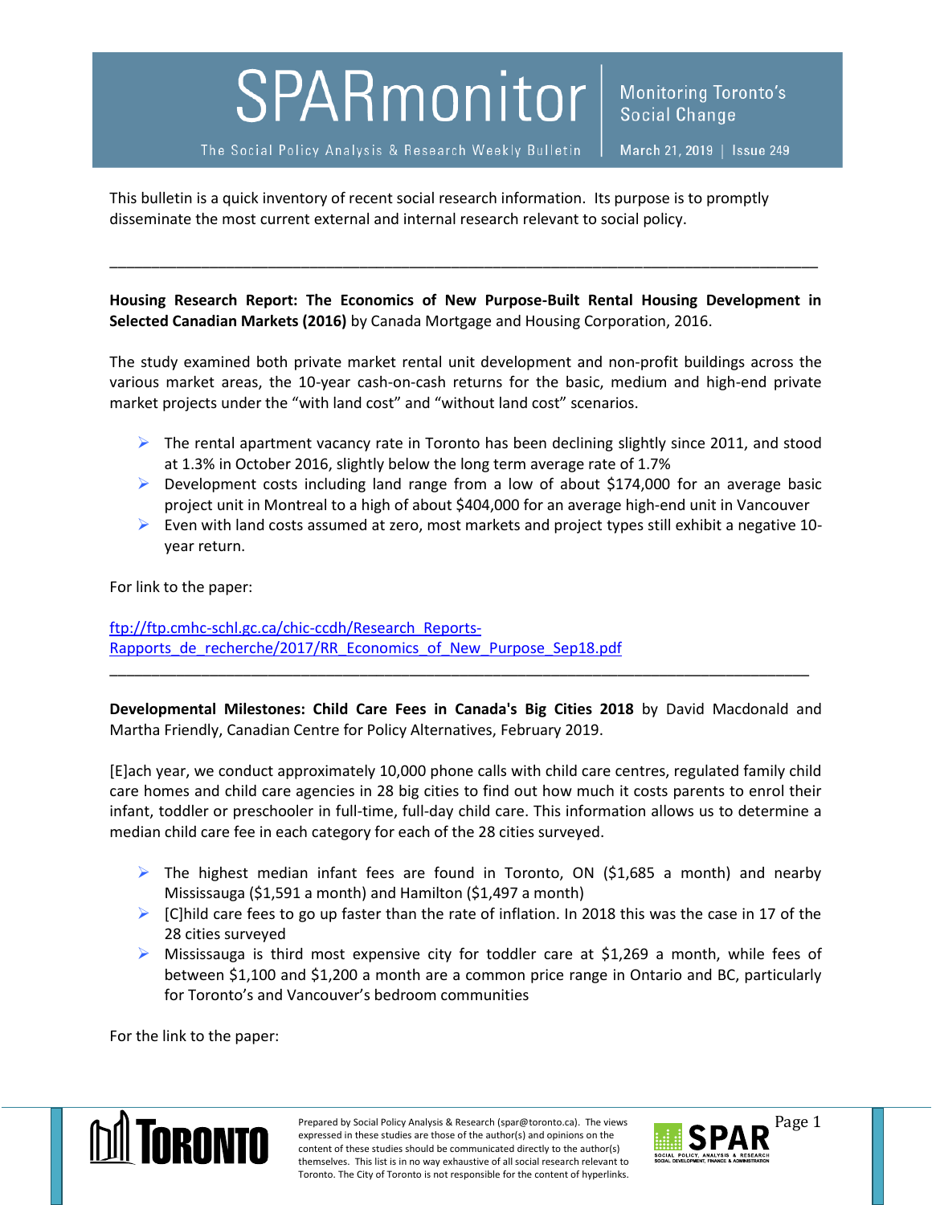# SPARmonitor

The Social Policy Analysis & Research Weekly Bulletin

Monitoring Toronto's Social Change

March 21, 2019 | Issue 249

This bulletin is a quick inventory of recent social research information. Its purpose is to promptly disseminate the most current external and internal research relevant to social policy.

---

**Housing Research Report: The Economics of New Purpose-Built Rental Housing Development in Selected Canadian Markets (2016)** by Canada Mortgage and Housing Corporation, 2016.

The study examined both private market rental unit development and non-profit buildings across the various market areas, the 10-year cash-on-cash returns for the basic, medium and high-end private market projects under the "with land cost" and "without land cost" scenarios.

- The rental apartment vacancy rate in Toronto has been declining slightly since 2011, and stood at 1.3% in October 2016, slightly below the long term average rate of 1.7%
- Development costs including land range from a low of about $174,000 for an average basic project unit in Montreal to a high of about $404,000 for an average high-end unit in Vancouver
- Even with land costs assumed at zero, most markets and project types still exhibit a negative 10-year return.

For link to the paper:

[ftp://ftp.cmhc-schl.gc.ca/chic-ccdh/Research_Reports-Rapports_de_recherche/2017/RR_Economics_of_New_Purpose_Sep18.pdf](ftp://ftp.cmhc-schl.gc.ca/chic-ccdh/Research_Reports-Rapports_de_recherche/2017/RR_Economics_of_New_Purpose_Sep18.pdf)

---

**Developmental Milestones: Child Care Fees in Canada's Big Cities 2018** by David Macdonald and Martha Friendly, Canadian Centre for Policy Alternatives, February 2019.

[E]ach year, we conduct approximately 10,000 phone calls with child care centres, regulated family child care homes and child care agencies in 28 big cities to find out how much it costs parents to enrol their infant, toddler or preschooler in full-time, full-day child care. This information allows us to determine a median child care fee in each category for each of the 28 cities surveyed.

- The highest median infant fees are found in Toronto, ON ($1,685 a month) and nearby Mississauga ($1,591 a month) and Hamilton ($1,497 a month)
- [C]hild care fees to go up faster than the rate of inflation. In 2018 this was the case in 17 of the 28 cities surveyed
- Mississauga is third most expensive city for toddler care at $1,269 a month, while fees of between $1,100 and $1,200 a month are a common price range in Ontario and BC, particularly for Toronto's and Vancouver's bedroom communities

For the link to the paper:

Prepared by Social Policy Analysis & Research (spar@toronto.ca). The views expressed in these studies are those of the author(s) and opinions on the content of these studies should be communicated directly to the author(s) themselves. This list is in no way exhaustive of all social research relevant to Toronto. The City of Toronto is not responsible for the content of hyperlinks.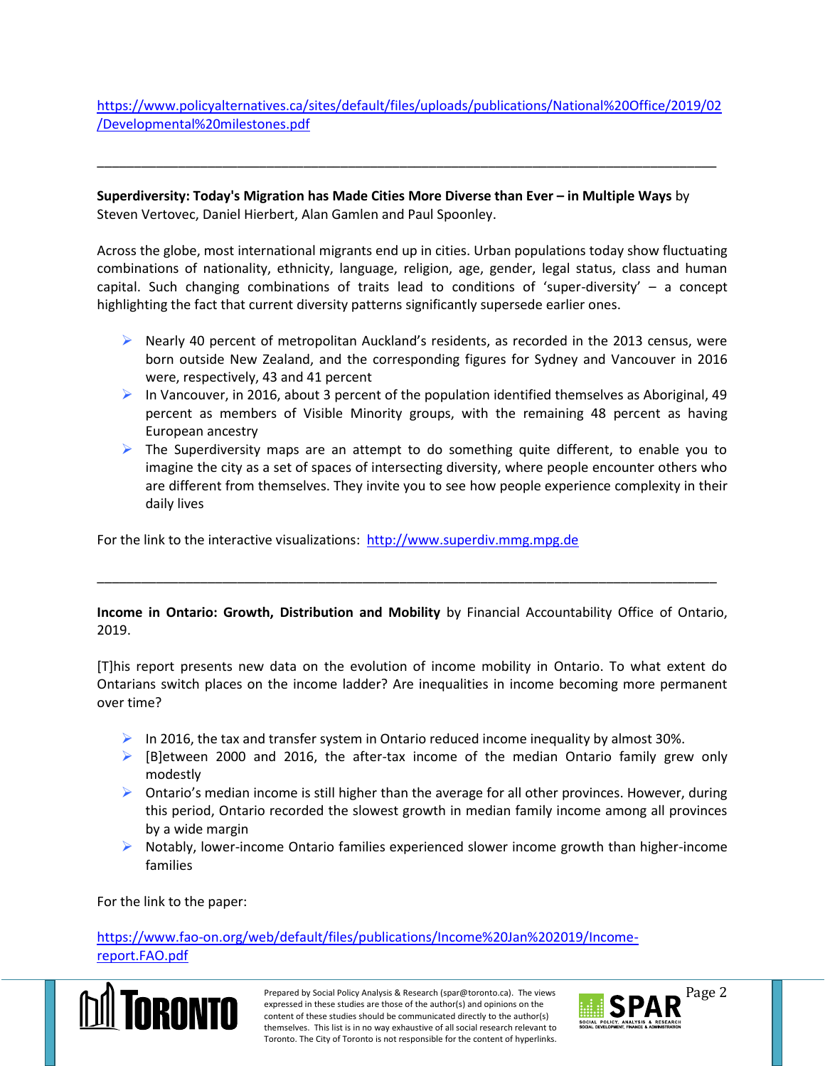https://www.policyalternatives.ca/sites/default/files/uploads/publications/National%20Office/2019/02/Developmental%20milestones.pdf

---

**Superdiversity: Today's Migration has Made Cities More Diverse than Ever – in Multiple Ways** by Steven Vertovec, Daniel Hierbert, Alan Gamlen and Paul Spoonley.

Across the globe, most international migrants end up in cities. Urban populations today show fluctuating combinations of nationality, ethnicity, language, religion, age, gender, legal status, class and human capital. Such changing combinations of traits lead to conditions of 'super-diversity' – a concept highlighting the fact that current diversity patterns significantly supersede earlier ones.

- Nearly 40 percent of metropolitan Auckland's residents, as recorded in the 2013 census, were born outside New Zealand, and the corresponding figures for Sydney and Vancouver in 2016 were, respectively, 43 and 41 percent
- In Vancouver, in 2016, about 3 percent of the population identified themselves as Aboriginal, 49 percent as members of Visible Minority groups, with the remaining 48 percent as having European ancestry
- The Superdiversity maps are an attempt to do something quite different, to enable you to imagine the city as a set of spaces of intersecting diversity, where people encounter others who are different from themselves. They invite you to see how people experience complexity in their daily lives

For the link to the interactive visualizations: http://www.superdiv.mmg.mpg.de

---

**Income in Ontario: Growth, Distribution and Mobility** by Financial Accountability Office of Ontario, 2019.

[T]his report presents new data on the evolution of income mobility in Ontario. To what extent do Ontarians switch places on the income ladder? Are inequalities in income becoming more permanent over time?

- In 2016, the tax and transfer system in Ontario reduced income inequality by almost 30%.
- [B]etween 2000 and 2016, the after-tax income of the median Ontario family grew only modestly
- Ontario's median income is still higher than the average for all other provinces. However, during this period, Ontario recorded the slowest growth in median family income among all provinces by a wide margin
- Notably, lower-income Ontario families experienced slower income growth than higher-income families

For the link to the paper:

https://www.fao-on.org/web/default/files/publications/Income%20Jan%202019/Income-report.FAO.pdf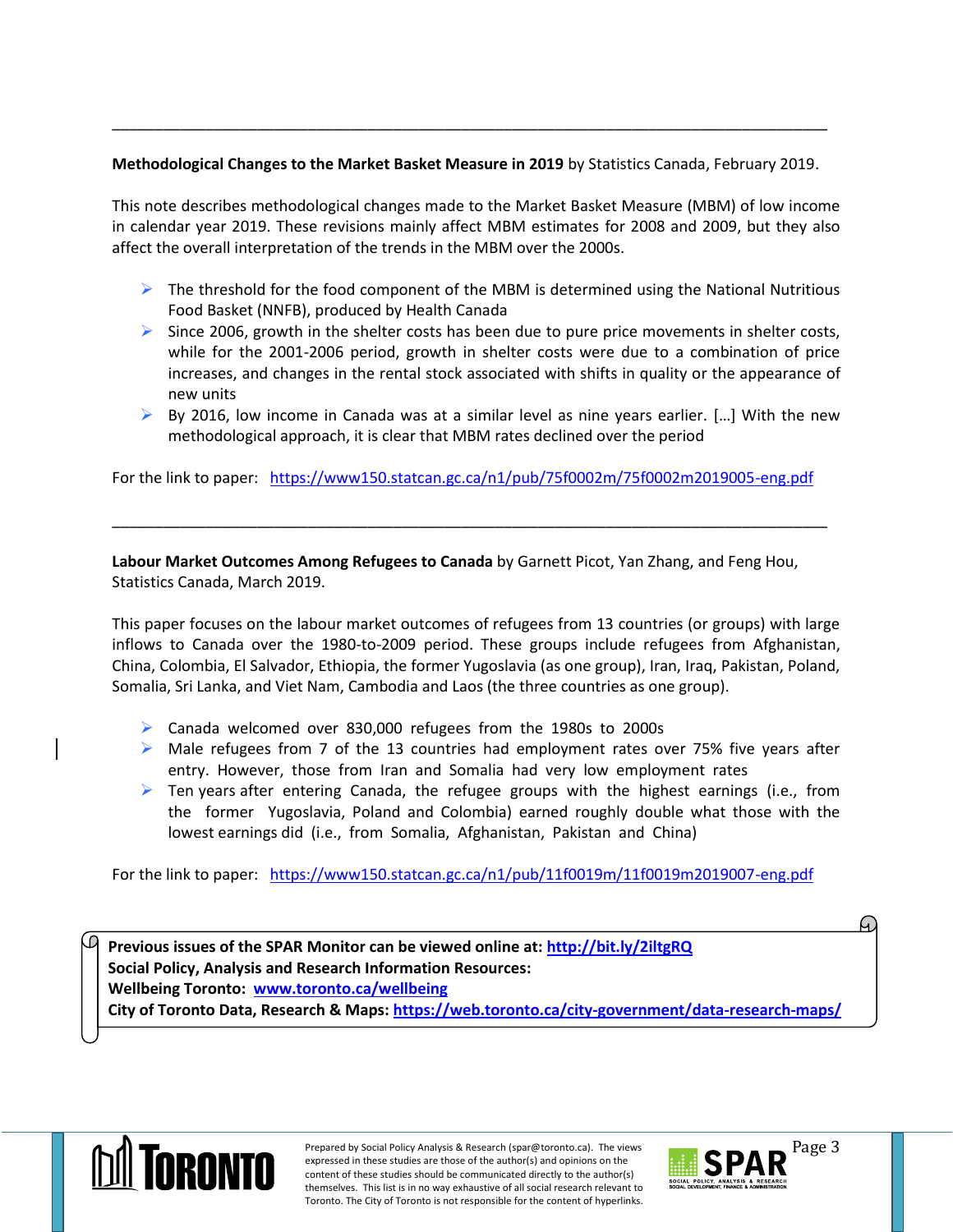---

**Methodological Changes to the Market Basket Measure in 2019** by Statistics Canada, February 2019.

This note describes methodological changes made to the Market Basket Measure (MBM) of low income in calendar year 2019. These revisions mainly affect MBM estimates for 2008 and 2009, but they also affect the overall interpretation of the trends in the MBM over the 2000s.

- The threshold for the food component of the MBM is determined using the National Nutritious Food Basket (NNFB), produced by Health Canada
- Since 2006, growth in the shelter costs has been due to pure price movements in shelter costs, while for the 2001-2006 period, growth in shelter costs were due to a combination of price increases, and changes in the rental stock associated with shifts in quality or the appearance of new units
- By 2016, low income in Canada was at a similar level as nine years earlier. [...] With the new methodological approach, it is clear that MBM rates declined over the period

For the link to paper: [https://www150.statcan.gc.ca/n1/pub/75f0002m/75f0002m2019005-eng.pdf](https://www150.statcan.gc.ca/n1/pub/75f0002m/75f0002m2019005-eng.pdf)

---

**Labour Market Outcomes Among Refugees to Canada** by Garnett Picot, Yan Zhang, and Feng Hou, Statistics Canada, March 2019.

This paper focuses on the labour market outcomes of refugees from 13 countries (or groups) with large inflows to Canada over the 1980-to-2009 period. These groups include refugees from Afghanistan, China, Colombia, El Salvador, Ethiopia, the former Yugoslavia (as one group), Iran, Iraq, Pakistan, Poland, Somalia, Sri Lanka, and Viet Nam, Cambodia and Laos (the three countries as one group).

- Canada welcomed over 830,000 refugees from the 1980s to 2000s
- Male refugees from 7 of the 13 countries had employment rates over 75% five years after entry. However, those from Iran and Somalia had very low employment rates
- Ten years after entering Canada, the refugee groups with the highest earnings (i.e., from the former Yugoslavia, Poland and Colombia) earned roughly double what those with the lowest earnings did (i.e., from Somalia, Afghanistan, Pakistan and China)

For the link to paper: [https://www150.statcan.gc.ca/n1/pub/11f0019m/11f0019m2019007-eng.pdf](https://www150.statcan.gc.ca/n1/pub/11f0019m/11f0019m2019007-eng.pdf)

**Previous issues of the SPAR Monitor can be viewed online at: [http://bit.ly/2iltgRQ](http://bit.ly/2iltgRQ)**
**Social Policy, Analysis and Research Information Resources:**
**Wellbeing Toronto: [www.toronto.ca/wellbeing](www.toronto.ca/wellbeing)**
**City of Toronto Data, Research & Maps: [https://web.toronto.ca/city-government/data-research-maps/](https://web.toronto.ca/city-government/data-research-maps/)**

Prepared by Social Policy Analysis & Research (spar@toronto.ca). The views expressed in these studies are those of the author(s) and opinions on the content of these studies should be communicated directly to the author(s) themselves. This list is in no way exhaustive of all social research relevant to Toronto. The City of Toronto is not responsible for the content of hyperlinks.